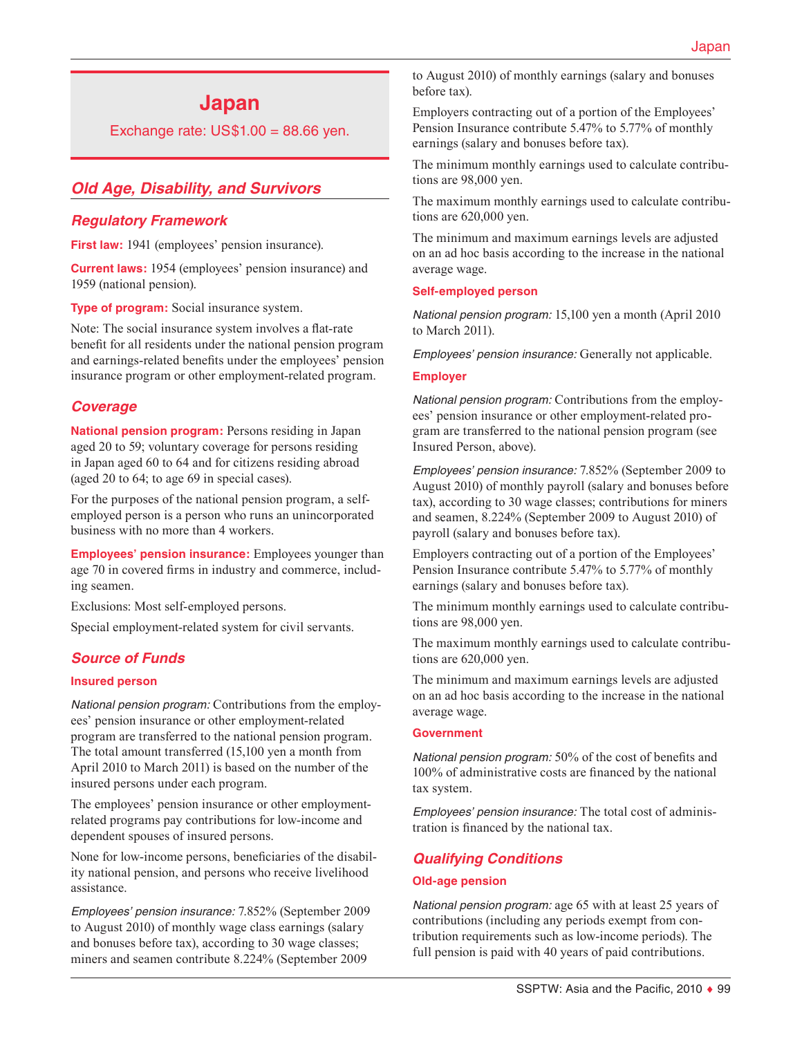# Japan

Exchange rate: US$1.00 = 88.66 yen.

## *Old Age, Disability, and Survivors*

### *Regulatory Framework*

**First law:** 1941 (employees' pension insurance).

**Current laws:** 1954 (employees' pension insurance) and 1959 (national pension).

**Type of program:** Social insurance system.

Note: The social insurance system involves a flat-rate benefit for all residents under the national pension program and earnings-related benefits under the employees' pension insurance program or other employment-related program.

### *Coverage*

**National pension program:** Persons residing in Japan aged 20 to 59; voluntary coverage for persons residing in Japan aged 60 to 64 and for citizens residing abroad (aged 20 to 64; to age 69 in special cases).

For the purposes of the national pension program, a self-employed person is a person who runs an unincorporated business with no more than 4 workers.

**Employees' pension insurance:** Employees younger than age 70 in covered firms in industry and commerce, including seamen.

Exclusions: Most self-employed persons.

Special employment-related system for civil servants.

### *Source of Funds*

#### Insured person

*National pension program:* Contributions from the employees' pension insurance or other employment-related program are transferred to the national pension program. The total amount transferred (15,100 yen a month from April 2010 to March 2011) is based on the number of the insured persons under each program.

The employees' pension insurance or other employment-related programs pay contributions for low-income and dependent spouses of insured persons.

None for low-income persons, beneficiaries of the disability national pension, and persons who receive livelihood assistance.

*Employees' pension insurance:* 7.852% (September 2009 to August 2010) of monthly wage class earnings (salary and bonuses before tax), according to 30 wage classes; miners and seamen contribute 8.224% (September 2009 to August 2010) of monthly earnings (salary and bonuses before tax).

Employers contracting out of a portion of the Employees' Pension Insurance contribute 5.47% to 5.77% of monthly earnings (salary and bonuses before tax).

The minimum monthly earnings used to calculate contributions are 98,000 yen.

The maximum monthly earnings used to calculate contributions are 620,000 yen.

The minimum and maximum earnings levels are adjusted on an ad hoc basis according to the increase in the national average wage.

#### Self-employed person

*National pension program:* 15,100 yen a month (April 2010 to March 2011).

*Employees' pension insurance:* Generally not applicable.

#### Employer

*National pension program:* Contributions from the employees' pension insurance or other employment-related program are transferred to the national pension program (see Insured Person, above).

*Employees' pension insurance:* 7.852% (September 2009 to August 2010) of monthly payroll (salary and bonuses before tax), according to 30 wage classes; contributions for miners and seamen, 8.224% (September 2009 to August 2010) of payroll (salary and bonuses before tax).

Employers contracting out of a portion of the Employees' Pension Insurance contribute 5.47% to 5.77% of monthly earnings (salary and bonuses before tax).

The minimum monthly earnings used to calculate contributions are 98,000 yen.

The maximum monthly earnings used to calculate contributions are 620,000 yen.

The minimum and maximum earnings levels are adjusted on an ad hoc basis according to the increase in the national average wage.

#### Government

*National pension program:* 50% of the cost of benefits and 100% of administrative costs are financed by the national tax system.

*Employees' pension insurance:* The total cost of administration is financed by the national tax.

### *Qualifying Conditions*

#### Old-age pension

*National pension program:* age 65 with at least 25 years of contributions (including any periods exempt from contribution requirements such as low-income periods). The full pension is paid with 40 years of paid contributions.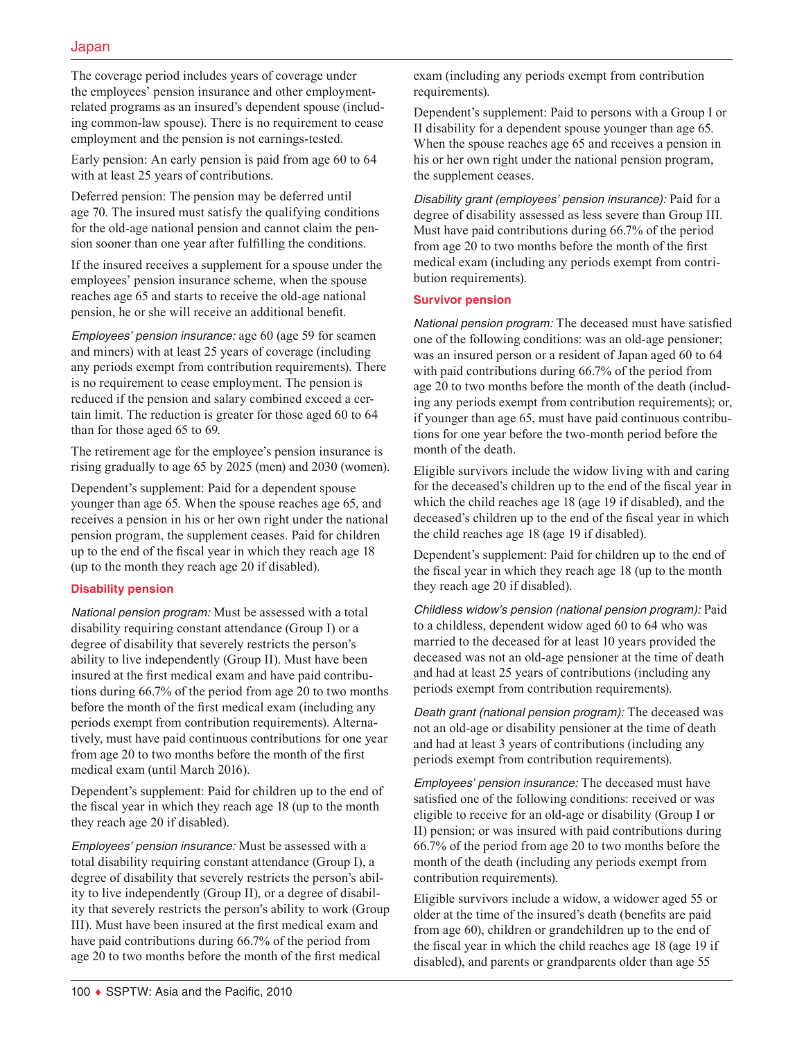The coverage period includes years of coverage under the employees' pension insurance and other employment-related programs as an insured's dependent spouse (including common-law spouse). There is no requirement to cease employment and the pension is not earnings-tested.

Early pension: An early pension is paid from age 60 to 64 with at least 25 years of contributions.

Deferred pension: The pension may be deferred until age 70. The insured must satisfy the qualifying conditions for the old-age national pension and cannot claim the pension sooner than one year after fulfilling the conditions.

If the insured receives a supplement for a spouse under the employees' pension insurance scheme, when the spouse reaches age 65 and starts to receive the old-age national pension, he or she will receive an additional benefit.

*Employees' pension insurance:* age 60 (age 59 for seamen and miners) with at least 25 years of coverage (including any periods exempt from contribution requirements). There is no requirement to cease employment. The pension is reduced if the pension and salary combined exceed a certain limit. The reduction is greater for those aged 60 to 64 than for those aged 65 to 69.

The retirement age for the employee's pension insurance is rising gradually to age 65 by 2025 (men) and 2030 (women).

Dependent's supplement: Paid for a dependent spouse younger than age 65. When the spouse reaches age 65, and receives a pension in his or her own right under the national pension program, the supplement ceases. Paid for children up to the end of the fiscal year in which they reach age 18 (up to the month they reach age 20 if disabled).

### Disability pension

*National pension program:* Must be assessed with a total disability requiring constant attendance (Group I) or a degree of disability that severely restricts the person's ability to live independently (Group II). Must have been insured at the first medical exam and have paid contributions during 66.7% of the period from age 20 to two months before the month of the first medical exam (including any periods exempt from contribution requirements). Alternatively, must have paid continuous contributions for one year from age 20 to two months before the month of the first medical exam (until March 2016).

Dependent's supplement: Paid for children up to the end of the fiscal year in which they reach age 18 (up to the month they reach age 20 if disabled).

*Employees' pension insurance:* Must be assessed with a total disability requiring constant attendance (Group I), a degree of disability that severely restricts the person's ability to live independently (Group II), or a degree of disability that severely restricts the person's ability to work (Group III). Must have been insured at the first medical exam and have paid contributions during 66.7% of the period from age 20 to two months before the month of the first medical exam (including any periods exempt from contribution requirements).

Dependent's supplement: Paid to persons with a Group I or II disability for a dependent spouse younger than age 65. When the spouse reaches age 65 and receives a pension in his or her own right under the national pension program, the supplement ceases.

*Disability grant (employees' pension insurance):* Paid for a degree of disability assessed as less severe than Group III. Must have paid contributions during 66.7% of the period from age 20 to two months before the month of the first medical exam (including any periods exempt from contribution requirements).

### Survivor pension

*National pension program:* The deceased must have satisfied one of the following conditions: was an old-age pensioner; was an insured person or a resident of Japan aged 60 to 64 with paid contributions during 66.7% of the period from age 20 to two months before the month of the death (including any periods exempt from contribution requirements); or, if younger than age 65, must have paid continuous contributions for one year before the two-month period before the month of the death.

Eligible survivors include the widow living with and caring for the deceased's children up to the end of the fiscal year in which the child reaches age 18 (age 19 if disabled), and the deceased's children up to the end of the fiscal year in which the child reaches age 18 (age 19 if disabled).

Dependent's supplement: Paid for children up to the end of the fiscal year in which they reach age 18 (up to the month they reach age 20 if disabled).

*Childless widow's pension (national pension program):* Paid to a childless, dependent widow aged 60 to 64 who was married to the deceased for at least 10 years provided the deceased was not an old-age pensioner at the time of death and had at least 25 years of contributions (including any periods exempt from contribution requirements).

*Death grant (national pension program):* The deceased was not an old-age or disability pensioner at the time of death and had at least 3 years of contributions (including any periods exempt from contribution requirements).

*Employees' pension insurance:* The deceased must have satisfied one of the following conditions: received or was eligible to receive for an old-age or disability (Group I or II) pension; or was insured with paid contributions during 66.7% of the period from age 20 to two months before the month of the death (including any periods exempt from contribution requirements).

Eligible survivors include a widow, a widower aged 55 or older at the time of the insured's death (benefits are paid from age 60), children or grandchildren up to the end of the fiscal year in which the child reaches age 18 (age 19 if disabled), and parents or grandparents older than age 55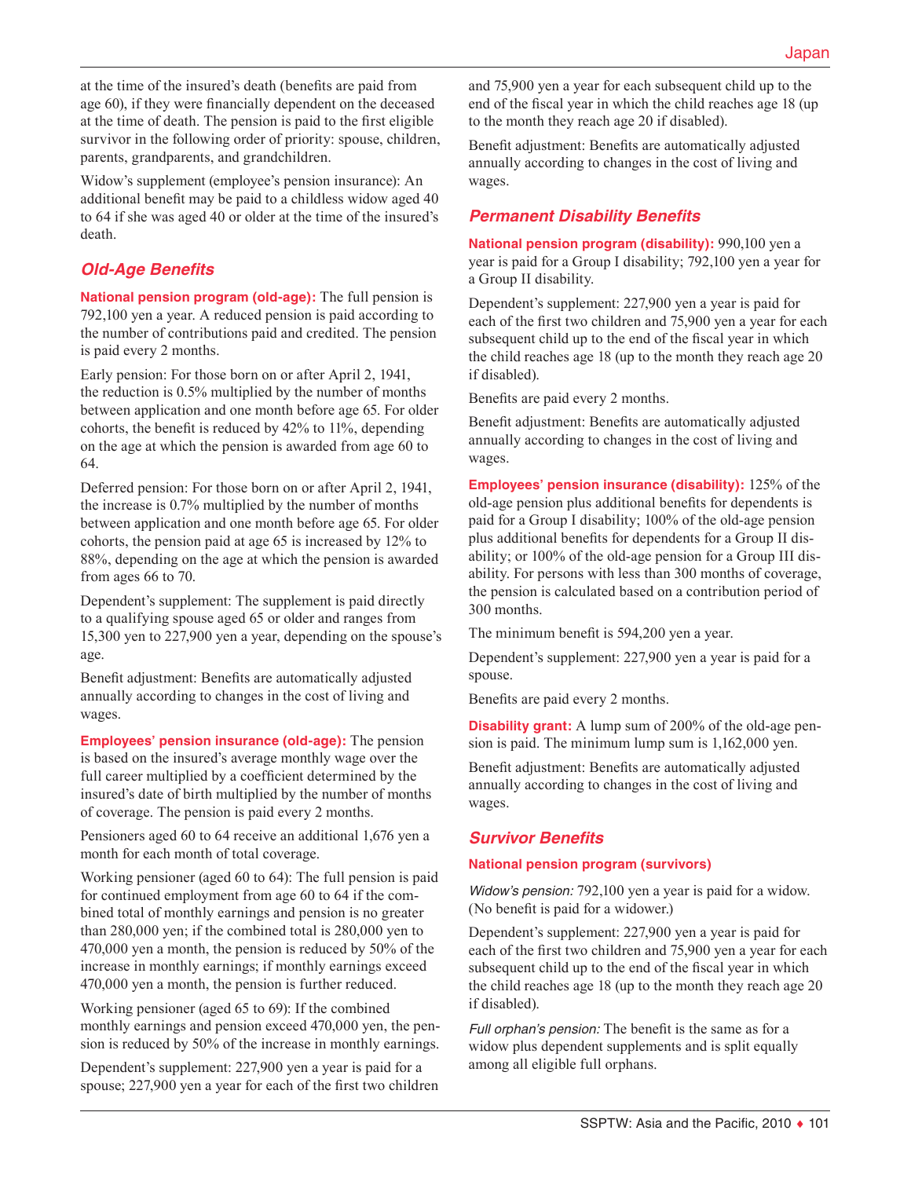at the time of the insured's death (benefits are paid from age 60), if they were financially dependent on the deceased at the time of death. The pension is paid to the first eligible survivor in the following order of priority: spouse, children, parents, grandparents, and grandchildren.

Widow's supplement (employee's pension insurance): An additional benefit may be paid to a childless widow aged 40 to 64 if she was aged 40 or older at the time of the insured's death.

## Old-Age Benefits

**National pension program (old-age):** The full pension is 792,100 yen a year. A reduced pension is paid according to the number of contributions paid and credited. The pension is paid every 2 months.

Early pension: For those born on or after April 2, 1941, the reduction is 0.5% multiplied by the number of months between application and one month before age 65. For older cohorts, the benefit is reduced by 42% to 11%, depending on the age at which the pension is awarded from age 60 to 64.

Deferred pension: For those born on or after April 2, 1941, the increase is 0.7% multiplied by the number of months between application and one month before age 65. For older cohorts, the pension paid at age 65 is increased by 12% to 88%, depending on the age at which the pension is awarded from ages 66 to 70.

Dependent's supplement: The supplement is paid directly to a qualifying spouse aged 65 or older and ranges from 15,300 yen to 227,900 yen a year, depending on the spouse's age.

Benefit adjustment: Benefits are automatically adjusted annually according to changes in the cost of living and wages.

**Employees' pension insurance (old-age):** The pension is based on the insured's average monthly wage over the full career multiplied by a coefficient determined by the insured's date of birth multiplied by the number of months of coverage. The pension is paid every 2 months.

Pensioners aged 60 to 64 receive an additional 1,676 yen a month for each month of total coverage.

Working pensioner (aged 60 to 64): The full pension is paid for continued employment from age 60 to 64 if the combined total of monthly earnings and pension is no greater than 280,000 yen; if the combined total is 280,000 yen to 470,000 yen a month, the pension is reduced by 50% of the increase in monthly earnings; if monthly earnings exceed 470,000 yen a month, the pension is further reduced.

Working pensioner (aged 65 to 69): If the combined monthly earnings and pension exceed 470,000 yen, the pension is reduced by 50% of the increase in monthly earnings.

Dependent's supplement: 227,900 yen a year is paid for a spouse; 227,900 yen a year for each of the first two children and 75,900 yen a year for each subsequent child up to the end of the fiscal year in which the child reaches age 18 (up to the month they reach age 20 if disabled).

Benefit adjustment: Benefits are automatically adjusted annually according to changes in the cost of living and wages.

## Permanent Disability Benefits

**National pension program (disability):** 990,100 yen a year is paid for a Group I disability; 792,100 yen a year for a Group II disability.

Dependent's supplement: 227,900 yen a year is paid for each of the first two children and 75,900 yen a year for each subsequent child up to the end of the fiscal year in which the child reaches age 18 (up to the month they reach age 20 if disabled).

Benefits are paid every 2 months.

Benefit adjustment: Benefits are automatically adjusted annually according to changes in the cost of living and wages.

**Employees' pension insurance (disability):** 125% of the old-age pension plus additional benefits for dependents is paid for a Group I disability; 100% of the old-age pension plus additional benefits for dependents for a Group II disability; or 100% of the old-age pension for a Group III disability. For persons with less than 300 months of coverage, the pension is calculated based on a contribution period of 300 months.

The minimum benefit is 594,200 yen a year.

Dependent's supplement: 227,900 yen a year is paid for a spouse.

Benefits are paid every 2 months.

**Disability grant:** A lump sum of 200% of the old-age pension is paid. The minimum lump sum is 1,162,000 yen.

Benefit adjustment: Benefits are automatically adjusted annually according to changes in the cost of living and wages.

## Survivor Benefits

**National pension program (survivors)**

*Widow's pension:* 792,100 yen a year is paid for a widow. (No benefit is paid for a widower.)

Dependent's supplement: 227,900 yen a year is paid for each of the first two children and 75,900 yen a year for each subsequent child up to the end of the fiscal year in which the child reaches age 18 (up to the month they reach age 20 if disabled).

*Full orphan's pension:* The benefit is the same as for a widow plus dependent supplements and is split equally among all eligible full orphans.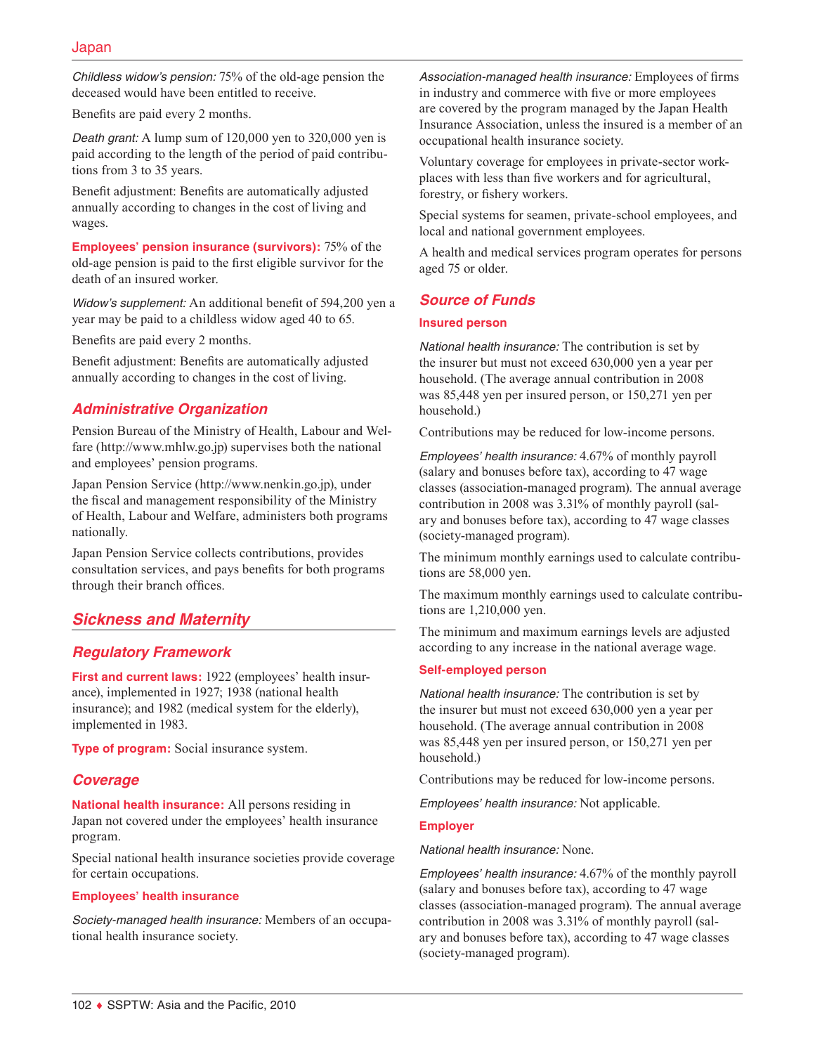*Childless widow's pension:* 75% of the old-age pension the deceased would have been entitled to receive.

Benefits are paid every 2 months.

*Death grant:* A lump sum of 120,000 yen to 320,000 yen is paid according to the length of the period of paid contributions from 3 to 35 years.

Benefit adjustment: Benefits are automatically adjusted annually according to changes in the cost of living and wages.

**Employees' pension insurance (survivors):** 75% of the old-age pension is paid to the first eligible survivor for the death of an insured worker.

*Widow's supplement:* An additional benefit of 594,200 yen a year may be paid to a childless widow aged 40 to 65.

Benefits are paid every 2 months.

Benefit adjustment: Benefits are automatically adjusted annually according to changes in the cost of living.

### Administrative Organization

Pension Bureau of the Ministry of Health, Labour and Welfare (http://www.mhlw.go.jp) supervises both the national and employees' pension programs.

Japan Pension Service (http://www.nenkin.go.jp), under the fiscal and management responsibility of the Ministry of Health, Labour and Welfare, administers both programs nationally.

Japan Pension Service collects contributions, provides consultation services, and pays benefits for both programs through their branch offices.

## Sickness and Maternity

### Regulatory Framework

**First and current laws:** 1922 (employees' health insurance), implemented in 1927; 1938 (national health insurance); and 1982 (medical system for the elderly), implemented in 1983.

**Type of program:** Social insurance system.

### Coverage

**National health insurance:** All persons residing in Japan not covered under the employees' health insurance program.

Special national health insurance societies provide coverage for certain occupations.

**Employees' health insurance**

*Society-managed health insurance:* Members of an occupational health insurance society.

*Association-managed health insurance:* Employees of firms in industry and commerce with five or more employees are covered by the program managed by the Japan Health Insurance Association, unless the insured is a member of an occupational health insurance society.

Voluntary coverage for employees in private-sector workplaces with less than five workers and for agricultural, forestry, or fishery workers.

Special systems for seamen, private-school employees, and local and national government employees.

A health and medical services program operates for persons aged 75 or older.

### Source of Funds

**Insured person**

*National health insurance:* The contribution is set by the insurer but must not exceed 630,000 yen a year per household. (The average annual contribution in 2008 was 85,448 yen per insured person, or 150,271 yen per household.)

Contributions may be reduced for low-income persons.

*Employees' health insurance:* 4.67% of monthly payroll (salary and bonuses before tax), according to 47 wage classes (association-managed program). The annual average contribution in 2008 was 3.31% of monthly payroll (salary and bonuses before tax), according to 47 wage classes (society-managed program).

The minimum monthly earnings used to calculate contributions are 58,000 yen.

The maximum monthly earnings used to calculate contributions are 1,210,000 yen.

The minimum and maximum earnings levels are adjusted according to any increase in the national average wage.

**Self-employed person**

*National health insurance:* The contribution is set by the insurer but must not exceed 630,000 yen a year per household. (The average annual contribution in 2008 was 85,448 yen per insured person, or 150,271 yen per household.)

Contributions may be reduced for low-income persons.

*Employees' health insurance:* Not applicable.

**Employer**

*National health insurance:* None.

*Employees' health insurance:* 4.67% of the monthly payroll (salary and bonuses before tax), according to 47 wage classes (association-managed program). The annual average contribution in 2008 was 3.31% of monthly payroll (salary and bonuses before tax), according to 47 wage classes (society-managed program).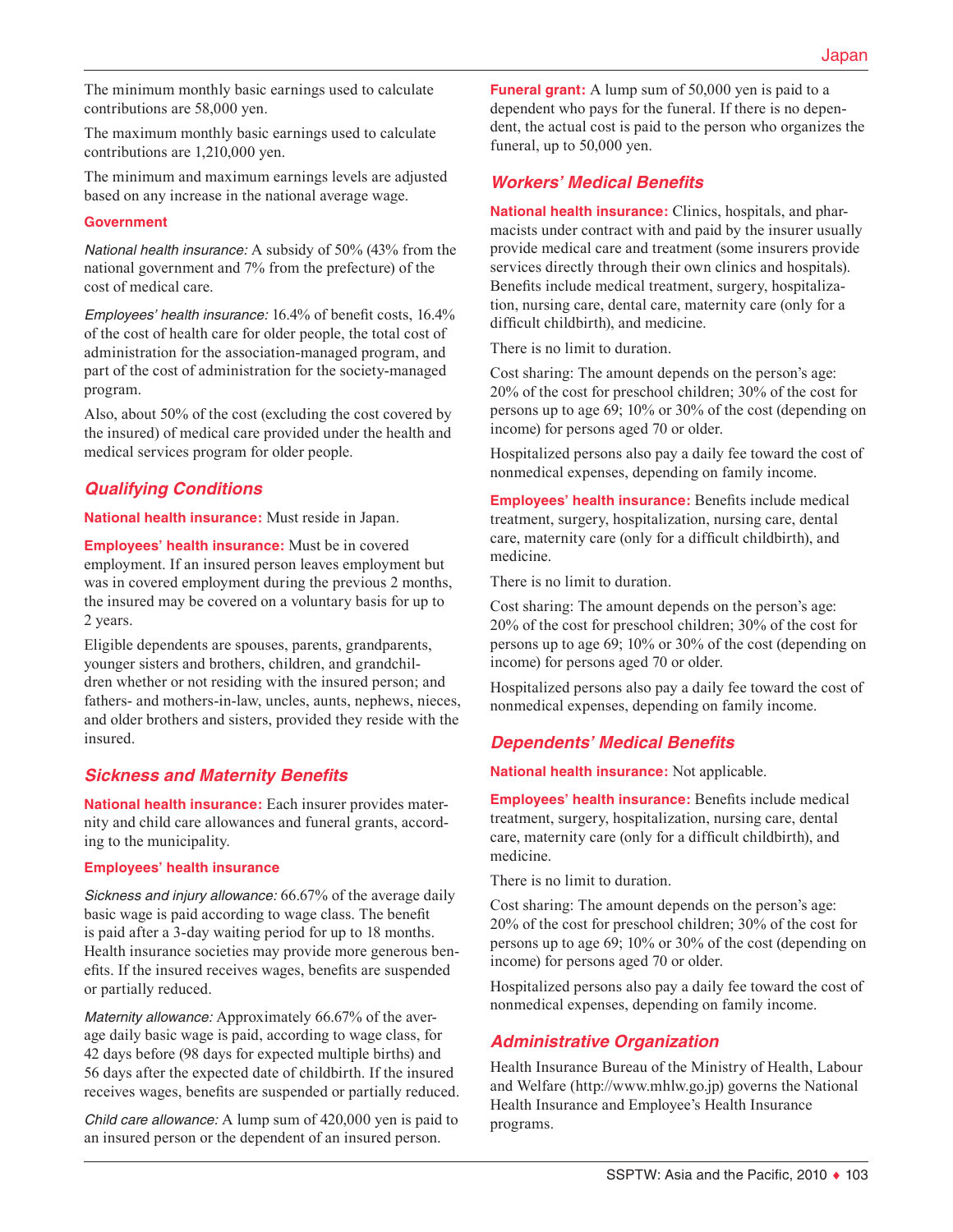The minimum monthly basic earnings used to calculate contributions are 58,000 yen.

The maximum monthly basic earnings used to calculate contributions are 1,210,000 yen.

The minimum and maximum earnings levels are adjusted based on any increase in the national average wage.

**Government**

*National health insurance:* A subsidy of 50% (43% from the national government and 7% from the prefecture) of the cost of medical care.

*Employees' health insurance:* 16.4% of benefit costs, 16.4% of the cost of health care for older people, the total cost of administration for the association-managed program, and part of the cost of administration for the society-managed program.

Also, about 50% of the cost (excluding the cost covered by the insured) of medical care provided under the health and medical services program for older people.

## Qualifying Conditions

**National health insurance:** Must reside in Japan.

**Employees' health insurance:** Must be in covered employment. If an insured person leaves employment but was in covered employment during the previous 2 months, the insured may be covered on a voluntary basis for up to 2 years.

Eligible dependents are spouses, parents, grandparents, younger sisters and brothers, children, and grandchildren whether or not residing with the insured person; and fathers- and mothers-in-law, uncles, aunts, nephews, nieces, and older brothers and sisters, provided they reside with the insured.

## Sickness and Maternity Benefits

**National health insurance:** Each insurer provides maternity and child care allowances and funeral grants, according to the municipality.

**Employees' health insurance**

*Sickness and injury allowance:* 66.67% of the average daily basic wage is paid according to wage class. The benefit is paid after a 3-day waiting period for up to 18 months. Health insurance societies may provide more generous benefits. If the insured receives wages, benefits are suspended or partially reduced.

*Maternity allowance:* Approximately 66.67% of the average daily basic wage is paid, according to wage class, for 42 days before (98 days for expected multiple births) and 56 days after the expected date of childbirth. If the insured receives wages, benefits are suspended or partially reduced.

*Child care allowance:* A lump sum of 420,000 yen is paid to an insured person or the dependent of an insured person.

**Funeral grant:** A lump sum of 50,000 yen is paid to a dependent who pays for the funeral. If there is no dependent, the actual cost is paid to the person who organizes the funeral, up to 50,000 yen.

## Workers' Medical Benefits

**National health insurance:** Clinics, hospitals, and pharmacists under contract with and paid by the insurer usually provide medical care and treatment (some insurers provide services directly through their own clinics and hospitals). Benefits include medical treatment, surgery, hospitalization, nursing care, dental care, maternity care (only for a difficult childbirth), and medicine.

There is no limit to duration.

Cost sharing: The amount depends on the person's age: 20% of the cost for preschool children; 30% of the cost for persons up to age 69; 10% or 30% of the cost (depending on income) for persons aged 70 or older.

Hospitalized persons also pay a daily fee toward the cost of nonmedical expenses, depending on family income.

**Employees' health insurance:** Benefits include medical treatment, surgery, hospitalization, nursing care, dental care, maternity care (only for a difficult childbirth), and medicine.

There is no limit to duration.

Cost sharing: The amount depends on the person's age: 20% of the cost for preschool children; 30% of the cost for persons up to age 69; 10% or 30% of the cost (depending on income) for persons aged 70 or older.

Hospitalized persons also pay a daily fee toward the cost of nonmedical expenses, depending on family income.

## Dependents' Medical Benefits

**National health insurance:** Not applicable.

**Employees' health insurance:** Benefits include medical treatment, surgery, hospitalization, nursing care, dental care, maternity care (only for a difficult childbirth), and medicine.

There is no limit to duration.

Cost sharing: The amount depends on the person's age: 20% of the cost for preschool children; 30% of the cost for persons up to age 69; 10% or 30% of the cost (depending on income) for persons aged 70 or older.

Hospitalized persons also pay a daily fee toward the cost of nonmedical expenses, depending on family income.

## Administrative Organization

Health Insurance Bureau of the Ministry of Health, Labour and Welfare (http://www.mhlw.go.jp) governs the National Health Insurance and Employee's Health Insurance programs.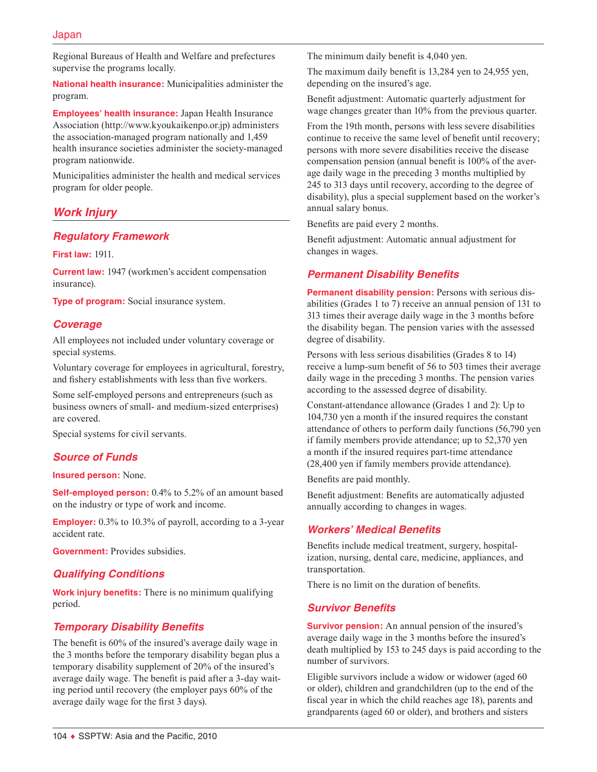Regional Bureaus of Health and Welfare and prefectures supervise the programs locally.

**National health insurance:** Municipalities administer the program.

**Employees' health insurance:** Japan Health Insurance Association (http://www.kyoukaikenpo.or.jp) administers the association-managed program nationally and 1,459 health insurance societies administer the society-managed program nationwide.

Municipalities administer the health and medical services program for older people.

## Work Injury

### Regulatory Framework

**First law:** 1911.

**Current law:** 1947 (workmen's accident compensation insurance).

**Type of program:** Social insurance system.

### Coverage

All employees not included under voluntary coverage or special systems.

Voluntary coverage for employees in agricultural, forestry, and fishery establishments with less than five workers.

Some self-employed persons and entrepreneurs (such as business owners of small- and medium-sized enterprises) are covered.

Special systems for civil servants.

### Source of Funds

**Insured person:** None.

**Self-employed person:** 0.4% to 5.2% of an amount based on the industry or type of work and income.

**Employer:** 0.3% to 10.3% of payroll, according to a 3-year accident rate.

**Government:** Provides subsidies.

### Qualifying Conditions

**Work injury benefits:** There is no minimum qualifying period.

### Temporary Disability Benefits

The benefit is 60% of the insured's average daily wage in the 3 months before the temporary disability began plus a temporary disability supplement of 20% of the insured's average daily wage. The benefit is paid after a 3-day waiting period until recovery (the employer pays 60% of the average daily wage for the first 3 days).

The minimum daily benefit is 4,040 yen.

The maximum daily benefit is 13,284 yen to 24,955 yen, depending on the insured's age.

Benefit adjustment: Automatic quarterly adjustment for wage changes greater than 10% from the previous quarter.

From the 19th month, persons with less severe disabilities continue to receive the same level of benefit until recovery; persons with more severe disabilities receive the disease compensation pension (annual benefit is 100% of the average daily wage in the preceding 3 months multiplied by 245 to 313 days until recovery, according to the degree of disability), plus a special supplement based on the worker's annual salary bonus.

Benefits are paid every 2 months.

Benefit adjustment: Automatic annual adjustment for changes in wages.

### Permanent Disability Benefits

**Permanent disability pension:** Persons with serious disabilities (Grades 1 to 7) receive an annual pension of 131 to 313 times their average daily wage in the 3 months before the disability began. The pension varies with the assessed degree of disability.

Persons with less serious disabilities (Grades 8 to 14) receive a lump-sum benefit of 56 to 503 times their average daily wage in the preceding 3 months. The pension varies according to the assessed degree of disability.

Constant-attendance allowance (Grades 1 and 2): Up to 104,730 yen a month if the insured requires the constant attendance of others to perform daily functions (56,790 yen if family members provide attendance; up to 52,370 yen a month if the insured requires part-time attendance (28,400 yen if family members provide attendance).

Benefits are paid monthly.

Benefit adjustment: Benefits are automatically adjusted annually according to changes in wages.

### Workers' Medical Benefits

Benefits include medical treatment, surgery, hospitalization, nursing, dental care, medicine, appliances, and transportation.

There is no limit on the duration of benefits.

### Survivor Benefits

**Survivor pension:** An annual pension of the insured's average daily wage in the 3 months before the insured's death multiplied by 153 to 245 days is paid according to the number of survivors.

Eligible survivors include a widow or widower (aged 60 or older), children and grandchildren (up to the end of the fiscal year in which the child reaches age 18), parents and grandparents (aged 60 or older), and brothers and sisters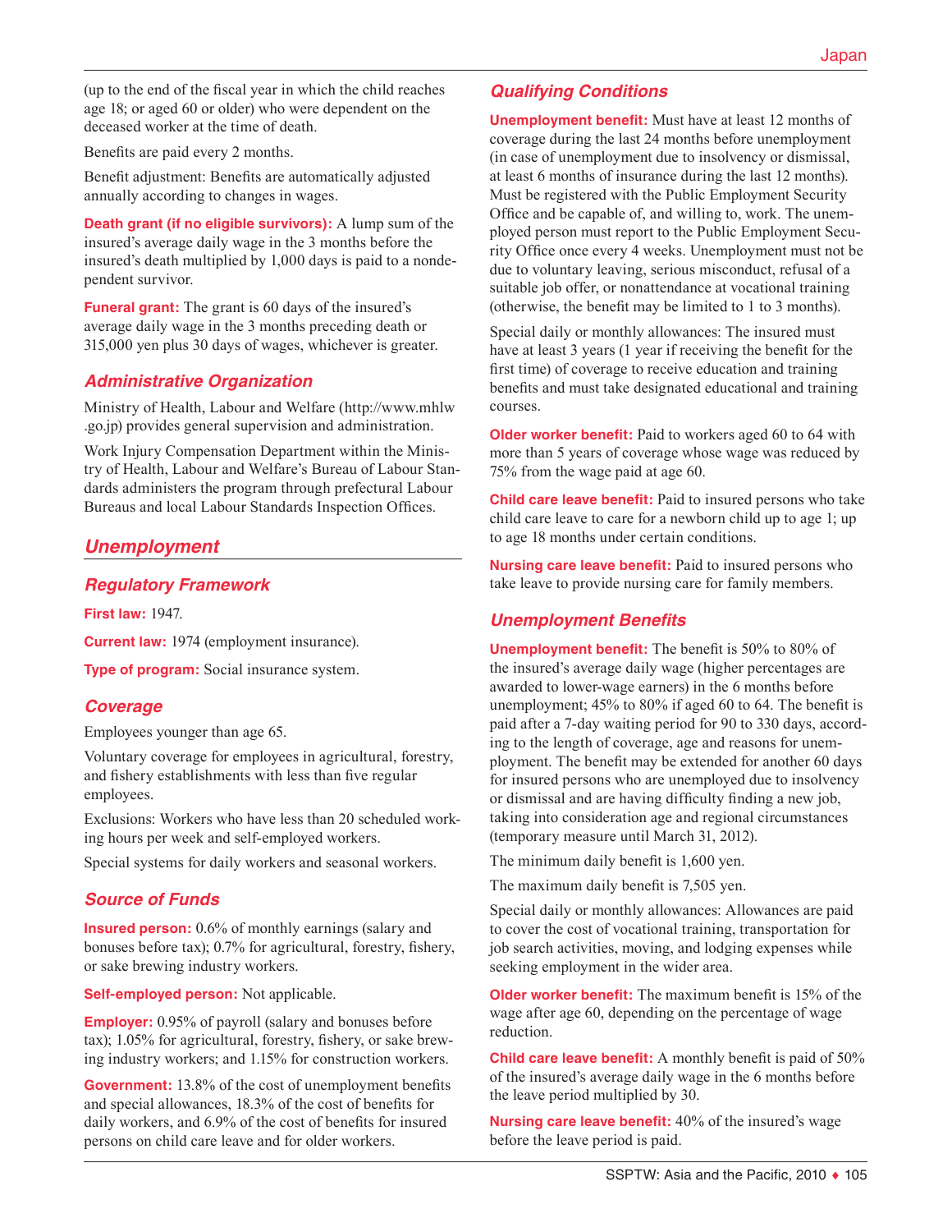(up to the end of the fiscal year in which the child reaches age 18; or aged 60 or older) who were dependent on the deceased worker at the time of death.

Benefits are paid every 2 months.

Benefit adjustment: Benefits are automatically adjusted annually according to changes in wages.

**Death grant (if no eligible survivors):** A lump sum of the insured's average daily wage in the 3 months before the insured's death multiplied by 1,000 days is paid to a nondependent survivor.

**Funeral grant:** The grant is 60 days of the insured's average daily wage in the 3 months preceding death or 315,000 yen plus 30 days of wages, whichever is greater.

### Administrative Organization

Ministry of Health, Labour and Welfare (http://www.mhlw.go.jp) provides general supervision and administration.

Work Injury Compensation Department within the Ministry of Health, Labour and Welfare's Bureau of Labour Standards administers the program through prefectural Labour Bureaus and local Labour Standards Inspection Offices.

## Unemployment

### Regulatory Framework

**First law:** 1947.

**Current law:** 1974 (employment insurance).

**Type of program:** Social insurance system.

### Coverage

Employees younger than age 65.

Voluntary coverage for employees in agricultural, forestry, and fishery establishments with less than five regular employees.

Exclusions: Workers who have less than 20 scheduled working hours per week and self-employed workers.

Special systems for daily workers and seasonal workers.

### Source of Funds

**Insured person:** 0.6% of monthly earnings (salary and bonuses before tax); 0.7% for agricultural, forestry, fishery, or sake brewing industry workers.

**Self-employed person:** Not applicable.

**Employer:** 0.95% of payroll (salary and bonuses before tax); 1.05% for agricultural, forestry, fishery, or sake brewing industry workers; and 1.15% for construction workers.

**Government:** 13.8% of the cost of unemployment benefits and special allowances, 18.3% of the cost of benefits for daily workers, and 6.9% of the cost of benefits for insured persons on child care leave and for older workers.

### Qualifying Conditions

**Unemployment benefit:** Must have at least 12 months of coverage during the last 24 months before unemployment (in case of unemployment due to insolvency or dismissal, at least 6 months of insurance during the last 12 months). Must be registered with the Public Employment Security Office and be capable of, and willing to, work. The unemployed person must report to the Public Employment Security Office once every 4 weeks. Unemployment must not be due to voluntary leaving, serious misconduct, refusal of a suitable job offer, or nonattendance at vocational training (otherwise, the benefit may be limited to 1 to 3 months).

Special daily or monthly allowances: The insured must have at least 3 years (1 year if receiving the benefit for the first time) of coverage to receive education and training benefits and must take designated educational and training courses.

**Older worker benefit:** Paid to workers aged 60 to 64 with more than 5 years of coverage whose wage was reduced by 75% from the wage paid at age 60.

**Child care leave benefit:** Paid to insured persons who take child care leave to care for a newborn child up to age 1; up to age 18 months under certain conditions.

**Nursing care leave benefit:** Paid to insured persons who take leave to provide nursing care for family members.

### Unemployment Benefits

**Unemployment benefit:** The benefit is 50% to 80% of the insured's average daily wage (higher percentages are awarded to lower-wage earners) in the 6 months before unemployment; 45% to 80% if aged 60 to 64. The benefit is paid after a 7-day waiting period for 90 to 330 days, according to the length of coverage, age and reasons for unemployment. The benefit may be extended for another 60 days for insured persons who are unemployed due to insolvency or dismissal and are having difficulty finding a new job, taking into consideration age and regional circumstances (temporary measure until March 31, 2012).

The minimum daily benefit is 1,600 yen.

The maximum daily benefit is 7,505 yen.

Special daily or monthly allowances: Allowances are paid to cover the cost of vocational training, transportation for job search activities, moving, and lodging expenses while seeking employment in the wider area.

**Older worker benefit:** The maximum benefit is 15% of the wage after age 60, depending on the percentage of wage reduction.

**Child care leave benefit:** A monthly benefit is paid of 50% of the insured's average daily wage in the 6 months before the leave period multiplied by 30.

**Nursing care leave benefit:** 40% of the insured's wage before the leave period is paid.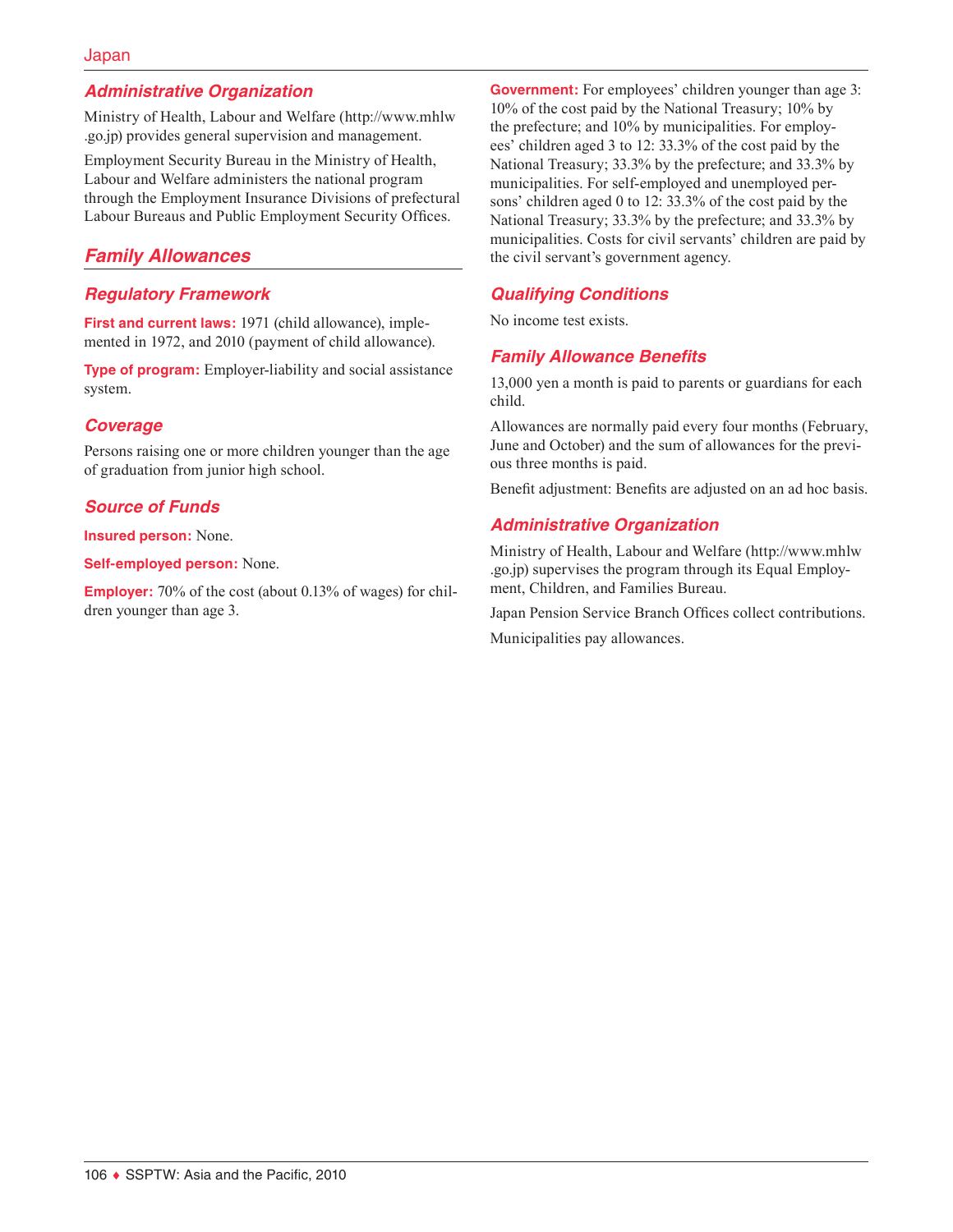### Administrative Organization

Ministry of Health, Labour and Welfare (http://www.mhlw.go.jp) provides general supervision and management.

Employment Security Bureau in the Ministry of Health, Labour and Welfare administers the national program through the Employment Insurance Divisions of prefectural Labour Bureaus and Public Employment Security Offices.

## Family Allowances

### Regulatory Framework

**First and current laws:** 1971 (child allowance), implemented in 1972, and 2010 (payment of child allowance).

**Type of program:** Employer-liability and social assistance system.

### Coverage

Persons raising one or more children younger than the age of graduation from junior high school.

### Source of Funds

**Insured person:** None.

**Self-employed person:** None.

**Employer:** 70% of the cost (about 0.13% of wages) for children younger than age 3.

**Government:** For employees' children younger than age 3: 10% of the cost paid by the National Treasury; 10% by the prefecture; and 10% by municipalities. For employees' children aged 3 to 12: 33.3% of the cost paid by the National Treasury; 33.3% by the prefecture; and 33.3% by municipalities. For self-employed and unemployed persons' children aged 0 to 12: 33.3% of the cost paid by the National Treasury; 33.3% by the prefecture; and 33.3% by municipalities. Costs for civil servants' children are paid by the civil servant's government agency.

### Qualifying Conditions

No income test exists.

### Family Allowance Benefits

13,000 yen a month is paid to parents or guardians for each child.

Allowances are normally paid every four months (February, June and October) and the sum of allowances for the previous three months is paid.

Benefit adjustment: Benefits are adjusted on an ad hoc basis.

### Administrative Organization

Ministry of Health, Labour and Welfare (http://www.mhlw.go.jp) supervises the program through its Equal Employment, Children, and Families Bureau.

Japan Pension Service Branch Offices collect contributions.

Municipalities pay allowances.